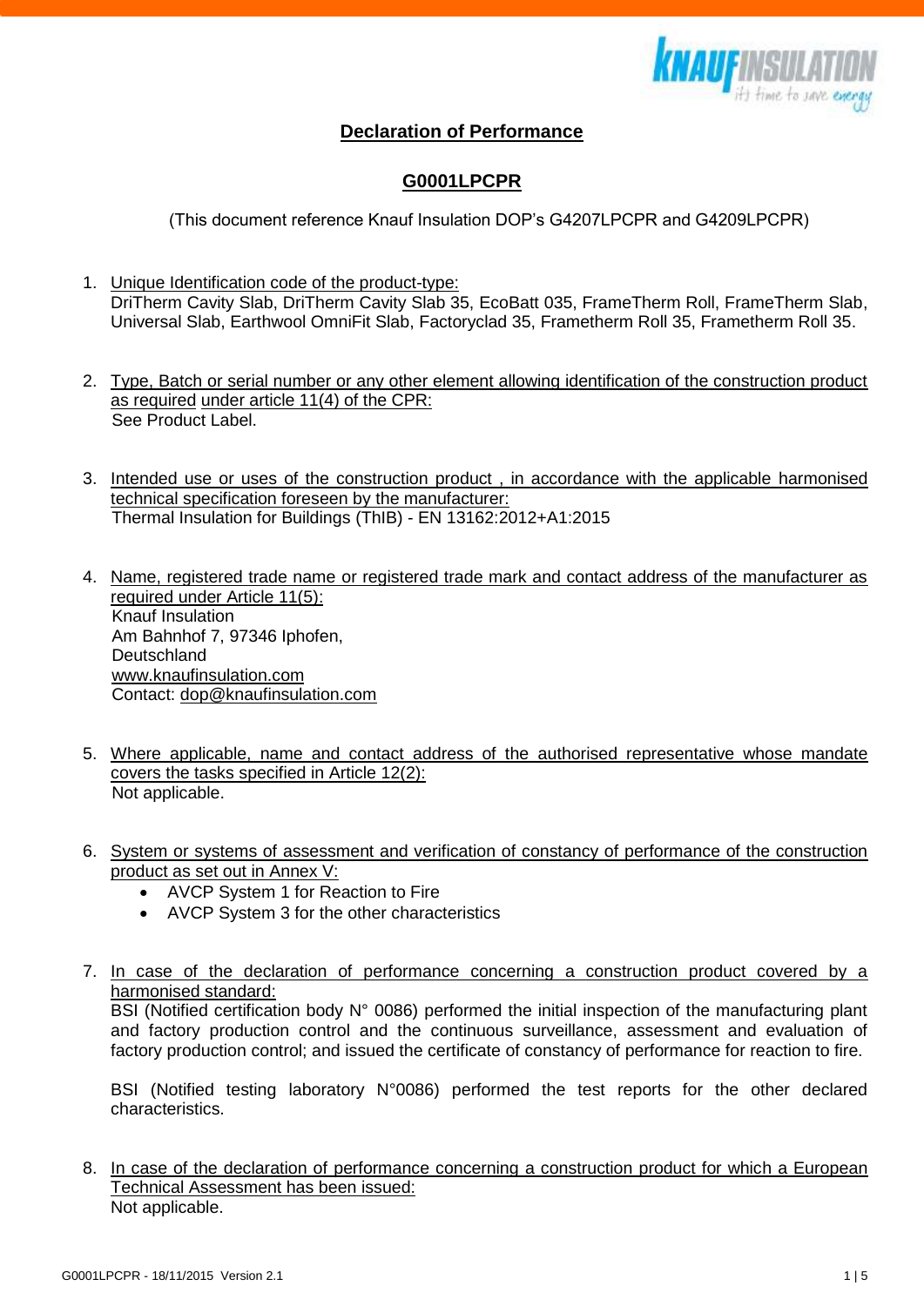# Declaration of Performance

## G0001LPCPR

(This document reference Knauf Insulation DOP's G4207LPCPR and G4209LPCPR)

1. Unique Identification code of the product-type:
   DriTherm Cavity Slab, DriTherm Cavity Slab 35, EcoBatt 035, FrameTherm Roll, FrameTherm Slab, Universal Slab, Earthwool OmniFit Slab, Factoryclad 35, Frametherm Roll 35, Frametherm Roll 35.

2. Type, Batch or serial number or any other element allowing identification of the construction product as required under article 11(4) of the CPR:
   See Product Label.

3. Intended use or uses of the construction product , in accordance with the applicable harmonised technical specification foreseen by the manufacturer:
   Thermal Insulation for Buildings (ThIB) - EN 13162:2012+A1:2015

4. Name, registered trade name or registered trade mark and contact address of the manufacturer as required under Article 11(5):
   Knauf Insulation
   Am Bahnhof 7, 97346 Iphofen,
   Deutschland
   www.knaufinsulation.com
   Contact: dop@knaufinsulation.com

5. Where applicable, name and contact address of the authorised representative whose mandate covers the tasks specified in Article 12(2):
   Not applicable.

6. System or systems of assessment and verification of constancy of performance of the construction product as set out in Annex V:
   - AVCP System 1 for Reaction to Fire
   - AVCP System 3 for the other characteristics

7. In case of the declaration of performance concerning a construction product covered by a harmonised standard:
   BSI (Notified certification body N° 0086) performed the initial inspection of the manufacturing plant and factory production control and the continuous surveillance, assessment and evaluation of factory production control; and issued the certificate of constancy of performance for reaction to fire.

   BSI (Notified testing laboratory N°0086) performed the test reports for the other declared characteristics.

8. In case of the declaration of performance concerning a construction product for which a European Technical Assessment has been issued:
   Not applicable.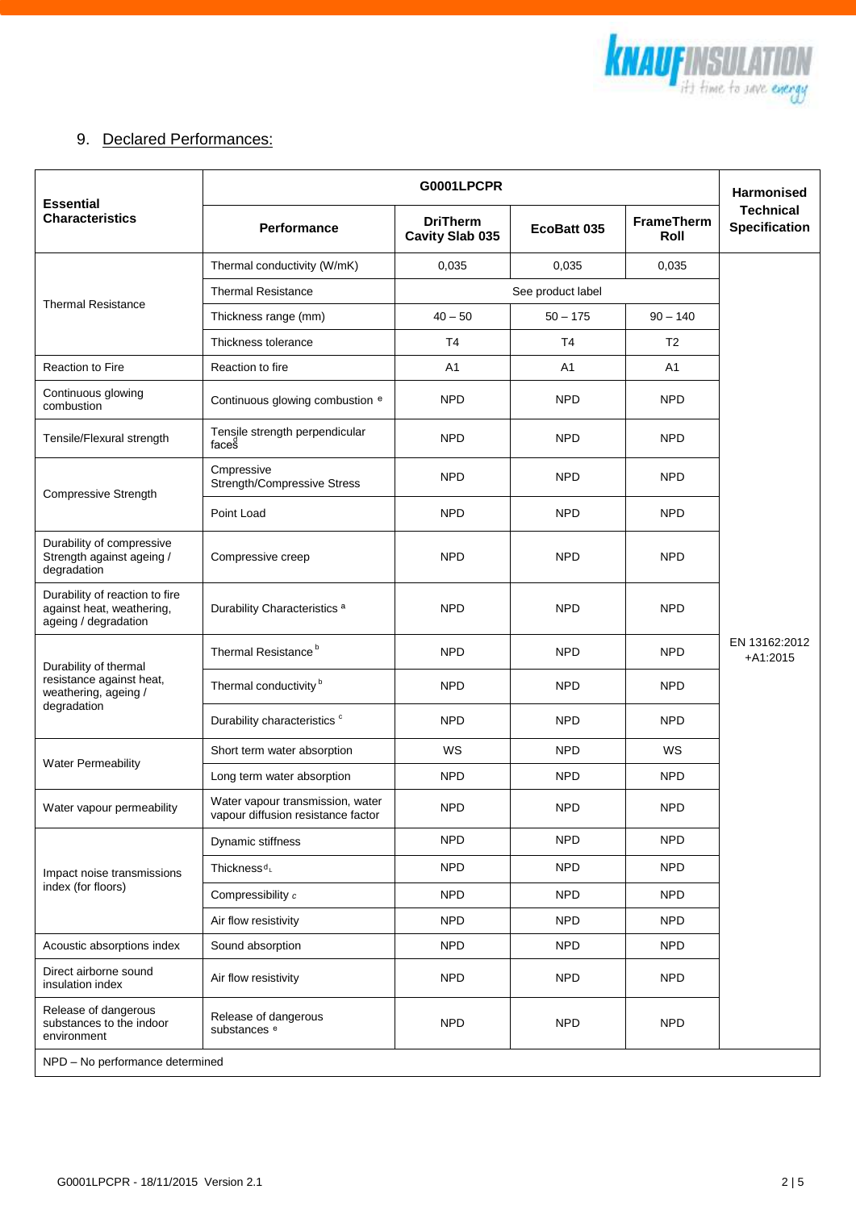## 9. Declared Performances:

| Essential Characteristics | G0001LPCPR | | | | Harmonised Technical Specification |
|---|---|---|---|---|---|
| | Performance | DriTherm Cavity Slab 035 | EcoBatt 035 | FrameTherm Roll | |
| Thermal Resistance | Thermal conductivity (W/mK) | 0,035 | 0,035 | 0,035 | EN 13162:2012 +A1:2015 |
| | Thermal Resistance | See product label | | | |
| | Thickness range (mm) | 40 – 50 | 50 – 175 | 90 – 140 | |
| | Thickness tolerance | T4 | T4 | T2 | |
| Reaction to Fire | Reaction to fire | A1 | A1 | A1 | |
| Continuous glowing combustion | Continuous glowing combustion [e] | NPD | NPD | NPD | |
| Tensile/Flexural strength | Tensile strength perpendicular faces[d] | NPD | NPD | NPD | |
| Compressive Strength | Cmpressive Strength/Compressive Stress | NPD | NPD | NPD | |
| | Point Load | NPD | NPD | NPD | |
| Durability of compressive Strength against ageing / degradation | Compressive creep | NPD | NPD | NPD | |
| Durability of reaction to fire against heat, weathering, ageing / degradation | Durability Characteristics [a] | NPD | NPD | NPD | |
| Durability of thermal resistance against heat, weathering, ageing / degradation | Thermal Resistance [b] | NPD | NPD | NPD | |
| | Thermal conductivity [b] | NPD | NPD | NPD | |
| | Durability characteristics [c] | NPD | NPD | NPD | |
| Water Permeability | Short term water absorption | WS | NPD | WS | |
| | Long term water absorption | NPD | NPD | NPD | |
| Water vapour permeability | Water vapour transmission, water vapour diffusion resistance factor | NPD | NPD | NPD | |
| Impact noise transmissions index (for floors) | Dynamic stiffness | NPD | NPD | NPD | |
| | Thickness $d_L$ | NPD | NPD | NPD | |
| | Compressibility $c$ | NPD | NPD | NPD | |
| | Air flow resistivity | NPD | NPD | NPD | |
| Acoustic absorptions index | Sound absorption | NPD | NPD | NPD | |
| Direct airborne sound insulation index | Air flow resistivity | NPD | NPD | NPD | |
| Release of dangerous substances to the indoor environment | Release of dangerous substances [e] | NPD | NPD | NPD | |
| NPD – No performance determined | | | | | |

G0001LPCPR - 18/11/2015 Version 2.1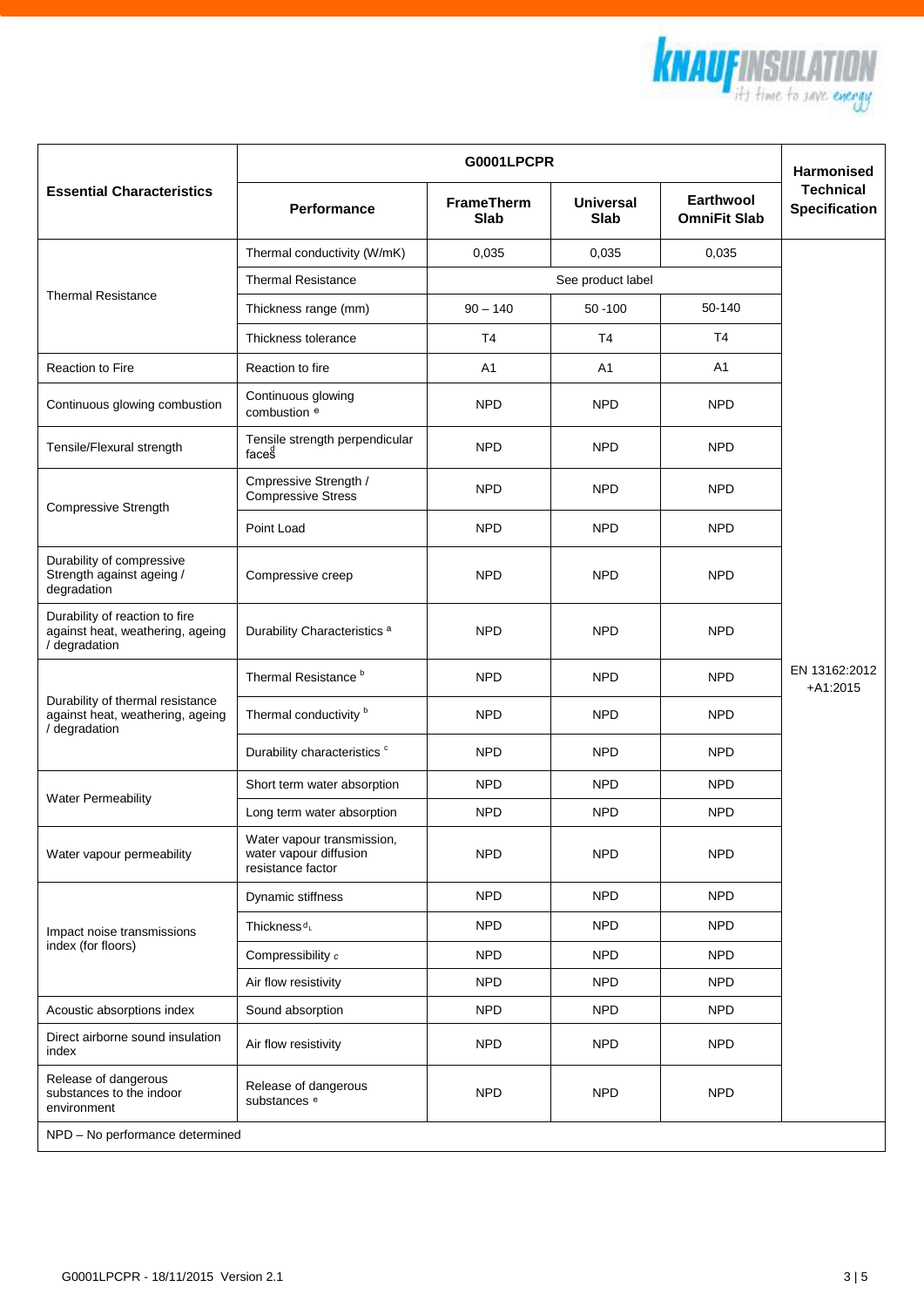| Essential Characteristics | G0001LPCPR | | | | Harmonised Technical Specification |
|---|---|---|---|---|---|
| | Performance | FrameTherm Slab | Universal Slab | Earthwool OmniFit Slab | |
| Thermal Resistance | Thermal conductivity (W/mK) | 0,035 | 0,035 | 0,035 | EN 13162:2012 +A1:2015 |
| | Thermal Resistance | See product label | | | |
| | Thickness range (mm) | 90 – 140 | 50 -100 | 50-140 | |
| | Thickness tolerance | T4 | T4 | T4 | |
| Reaction to Fire | Reaction to fire | A1 | A1 | A1 | |
| Continuous glowing combustion | Continuous glowing combustion [e] | NPD | NPD | NPD | |
| Tensile/Flexural strength | Tensile strength perpendicular faces [d] | NPD | NPD | NPD | |
| Compressive Strength | Cmpressive Strength / Compressive Stress | NPD | NPD | NPD | |
| | Point Load | NPD | NPD | NPD | |
| Durability of compressive Strength against ageing / degradation | Compressive creep | NPD | NPD | NPD | |
| Durability of reaction to fire against heat, weathering, ageing / degradation | Durability Characteristics [a] | NPD | NPD | NPD | |
| Durability of thermal resistance against heat, weathering, ageing / degradation | Thermal Resistance [b] | NPD | NPD | NPD | |
| | Thermal conductivity [b] | NPD | NPD | NPD | |
| | Durability characteristics [c] | NPD | NPD | NPD | |
| Water Permeability | Short term water absorption | NPD | NPD | NPD | |
| | Long term water absorption | NPD | NPD | NPD | |
| Water vapour permeability | Water vapour transmission, water vapour diffusion resistance factor | NPD | NPD | NPD | |
| Impact noise transmissions index (for floors) | Dynamic stiffness | NPD | NPD | NPD | |
| | Thickness $d_L$ | NPD | NPD | NPD | |
| | Compressibility $c$ | NPD | NPD | NPD | |
| | Air flow resistivity | NPD | NPD | NPD | |
| Acoustic absorptions index | Sound absorption | NPD | NPD | NPD | |
| Direct airborne sound insulation index | Air flow resistivity | NPD | NPD | NPD | |
| Release of dangerous substances to the indoor environment | Release of dangerous substances [e] | NPD | NPD | NPD | |
| NPD – No performance determined | | | | | |

G0001LPCPR - 18/11/2015 Version 2.1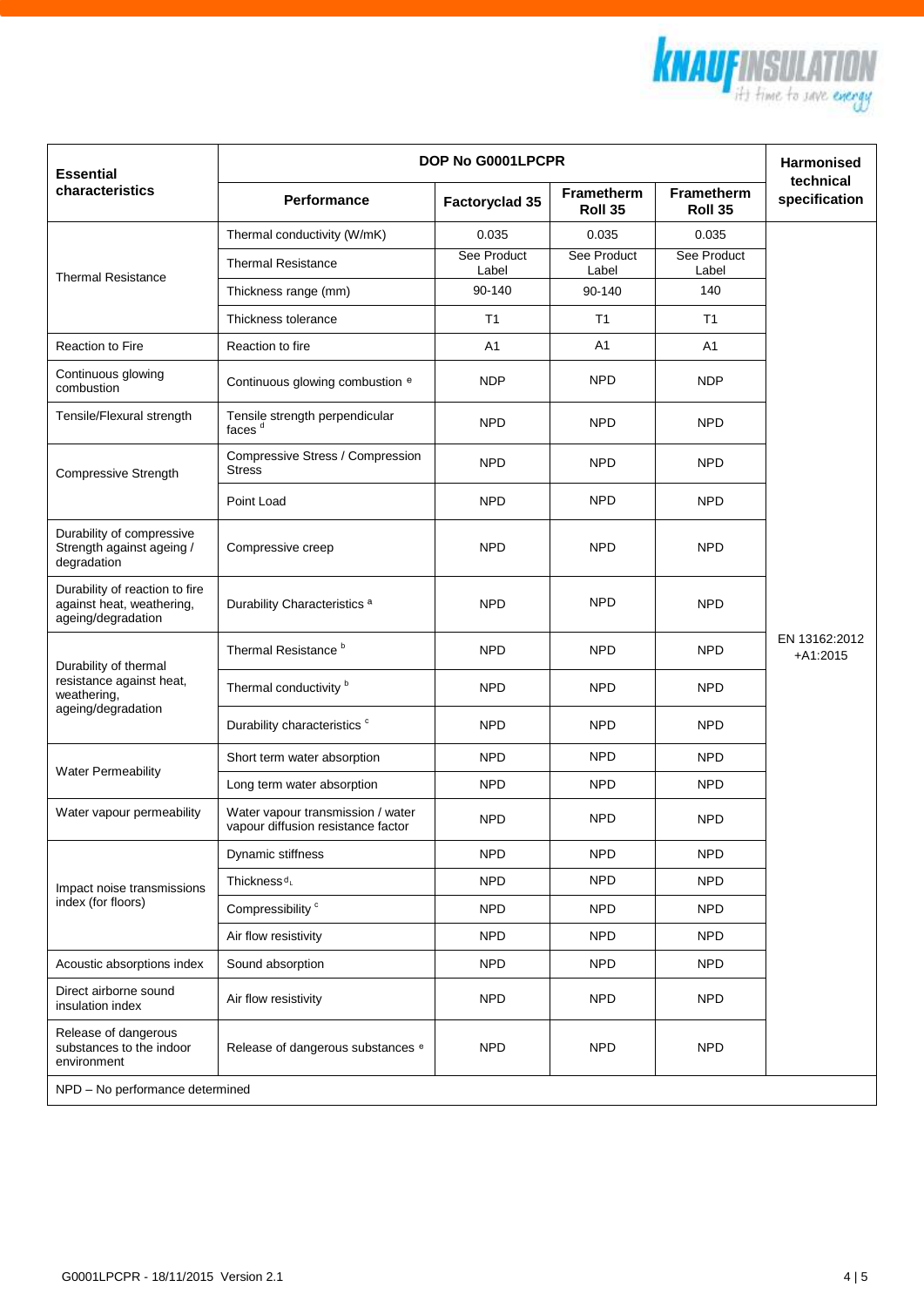| Essential characteristics | DOP No G0001LPCPR | | | | Harmonised technical specification |
|---|---|---|---|---|---|
| | Performance | Factoryclad 35 | Frametherm Roll 35 | Frametherm Roll 35 | |
| Thermal Resistance | Thermal conductivity (W/mK) | 0.035 | 0.035 | 0.035 | EN 13162:2012 +A1:2015 |
| | Thermal Resistance | See Product Label | See Product Label | See Product Label | |
| | Thickness range (mm) | 90-140 | 90-140 | 140 | |
| | Thickness tolerance | T1 | T1 | T1 | |
| Reaction to Fire | Reaction to fire | A1 | A1 | A1 | |
| Continuous glowing combustion | Continuous glowing combustion [e] | NDP | NPD | NDP | |
| Tensile/Flexural strength | Tensile strength perpendicular faces [d] | NPD | NPD | NPD | |
| Compressive Strength | Compressive Stress / Compression Stress | NPD | NPD | NPD | |
| | Point Load | NPD | NPD | NPD | |
| Durability of compressive Strength against ageing / degradation | Compressive creep | NPD | NPD | NPD | |
| Durability of reaction to fire against heat, weathering, ageing/degradation | Durability Characteristics [a] | NPD | NPD | NPD | |
| Durability of thermal resistance against heat, weathering, ageing/degradation | Thermal Resistance [b] | NPD | NPD | NPD | |
| | Thermal conductivity [b] | NPD | NPD | NPD | |
| | Durability characteristics [c] | NPD | NPD | NPD | |
| Water Permeability | Short term water absorption | NPD | NPD | NPD | |
| | Long term water absorption | NPD | NPD | NPD | |
| Water vapour permeability | Water vapour transmission / water vapour diffusion resistance factor | NPD | NPD | NPD | |
| Impact noise transmissions index (for floors) | Dynamic stiffness | NPD | NPD | NPD | |
| | Thickness $d_L$ | NPD | NPD | NPD | |
| | Compressibility [c] | NPD | NPD | NPD | |
| | Air flow resistivity | NPD | NPD | NPD | |
| Acoustic absorptions index | Sound absorption | NPD | NPD | NPD | |
| Direct airborne sound insulation index | Air flow resistivity | NPD | NPD | NPD | |
| Release of dangerous substances to the indoor environment | Release of dangerous substances [e] | NPD | NPD | NPD | |

NPD – No performance determined

G0001LPCPR - 18/11/2015 Version 2.1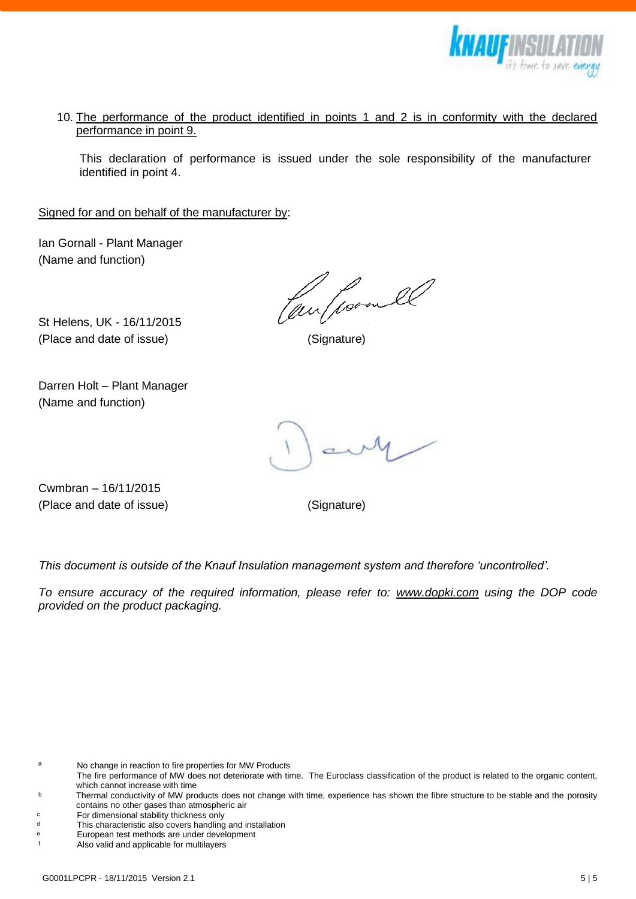10. The performance of the product identified in points 1 and 2 is in conformity with the declared performance in point 9.

This declaration of performance is issued under the sole responsibility of the manufacturer identified in point 4.

Signed for and on behalf of the manufacturer by:

Ian Gornall - Plant Manager
(Name and function)

St Helens, UK - 16/11/2015
(Place and date of issue)

(Signature)

Darren Holt – Plant Manager
(Name and function)

Cwmbran – 16/11/2015
(Place and date of issue)

(Signature)

*This document is outside of the Knauf Insulation management system and therefore 'uncontrolled'.*

*To ensure accuracy of the required information, please refer to: www.dopki.com using the DOP code provided on the product packaging.*

[a] No change in reaction to fire properties for MW Products
The fire performance of MW does not deteriorate with time. The Euroclass classification of the product is related to the organic content, which cannot increase with time

[b] Thermal conductivity of MW products does not change with time, experience has shown the fibre structure to be stable and the porosity contains no other gases than atmospheric air

[c] For dimensional stability thickness only

[d] This characteristic also covers handling and installation

[e] European test methods are under development

[f] Also valid and applicable for multilayers

G0001LPCPR - 18/11/2015 Version 2.1